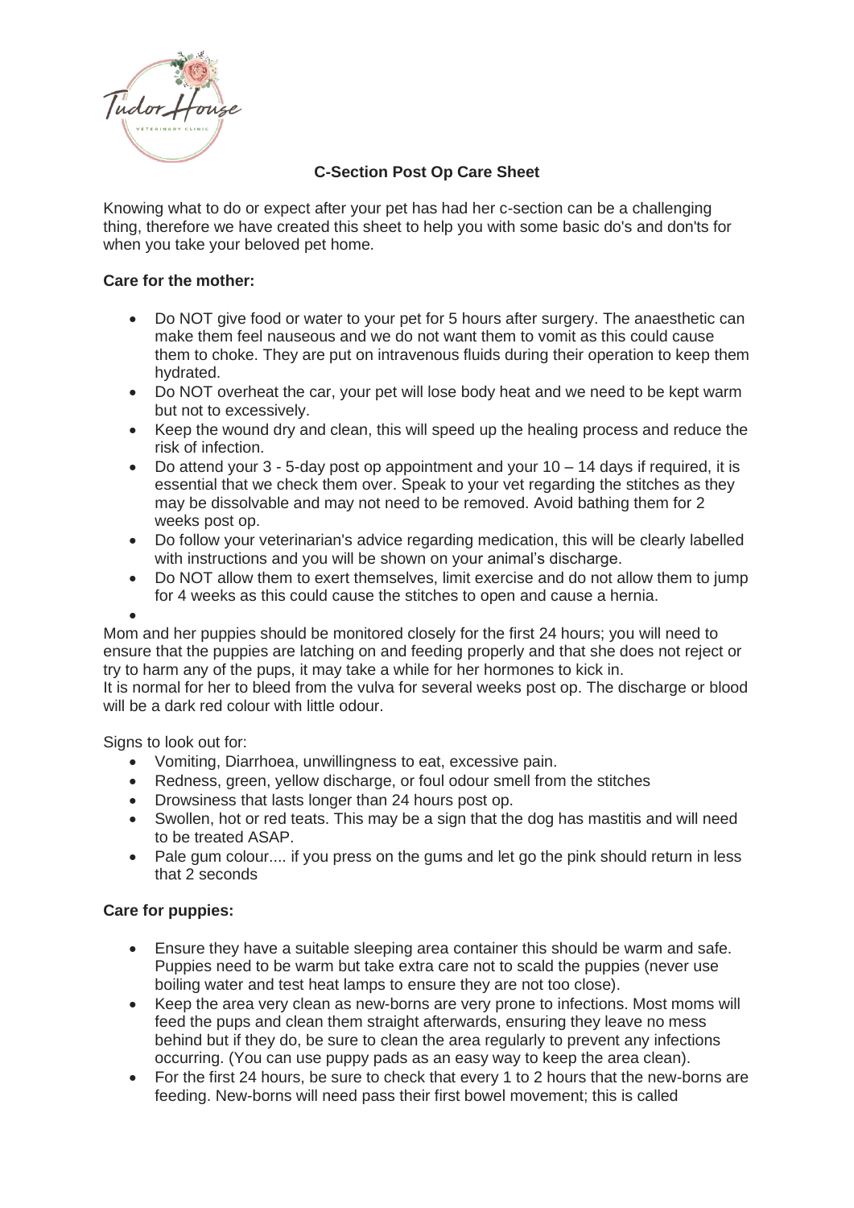## C-Section Post Op Care Sheet

Knowing what to do or expect after your pet has had her c-section can be a challenging thing, therefore we have created this sheet to help you with some basic do's and don'ts for when you take your beloved pet home.

**Care for the mother:**

- Do NOT give food or water to your pet for 5 hours after surgery. The anaesthetic can make them feel nauseous and we do not want them to vomit as this could cause them to choke. They are put on intravenous fluids during their operation to keep them hydrated.
- Do NOT overheat the car, your pet will lose body heat and we need to be kept warm but not to excessively.
- Keep the wound dry and clean, this will speed up the healing process and reduce the risk of infection.
- Do attend your 3 - 5-day post op appointment and your 10 – 14 days if required, it is essential that we check them over. Speak to your vet regarding the stitches as they may be dissolvable and may not need to be removed. Avoid bathing them for 2 weeks post op.
- Do follow your veterinarian's advice regarding medication, this will be clearly labelled with instructions and you will be shown on your animal's discharge.
- Do NOT allow them to exert themselves, limit exercise and do not allow them to jump for 4 weeks as this could cause the stitches to open and cause a hernia.

Mom and her puppies should be monitored closely for the first 24 hours; you will need to ensure that the puppies are latching on and feeding properly and that she does not reject or try to harm any of the pups, it may take a while for her hormones to kick in.
It is normal for her to bleed from the vulva for several weeks post op. The discharge or blood will be a dark red colour with little odour.

Signs to look out for:

- Vomiting, Diarrhoea, unwillingness to eat, excessive pain.
- Redness, green, yellow discharge, or foul odour smell from the stitches
- Drowsiness that lasts longer than 24 hours post op.
- Swollen, hot or red teats. This may be a sign that the dog has mastitis and will need to be treated ASAP.
- Pale gum colour.... if you press on the gums and let go the pink should return in less that 2 seconds

**Care for puppies:**

- Ensure they have a suitable sleeping area container this should be warm and safe. Puppies need to be warm but take extra care not to scald the puppies (never use boiling water and test heat lamps to ensure they are not too close).
- Keep the area very clean as new-borns are very prone to infections. Most moms will feed the pups and clean them straight afterwards, ensuring they leave no mess behind but if they do, be sure to clean the area regularly to prevent any infections occurring. (You can use puppy pads as an easy way to keep the area clean).
- For the first 24 hours, be sure to check that every 1 to 2 hours that the new-borns are feeding. New-borns will need pass their first bowel movement; this is called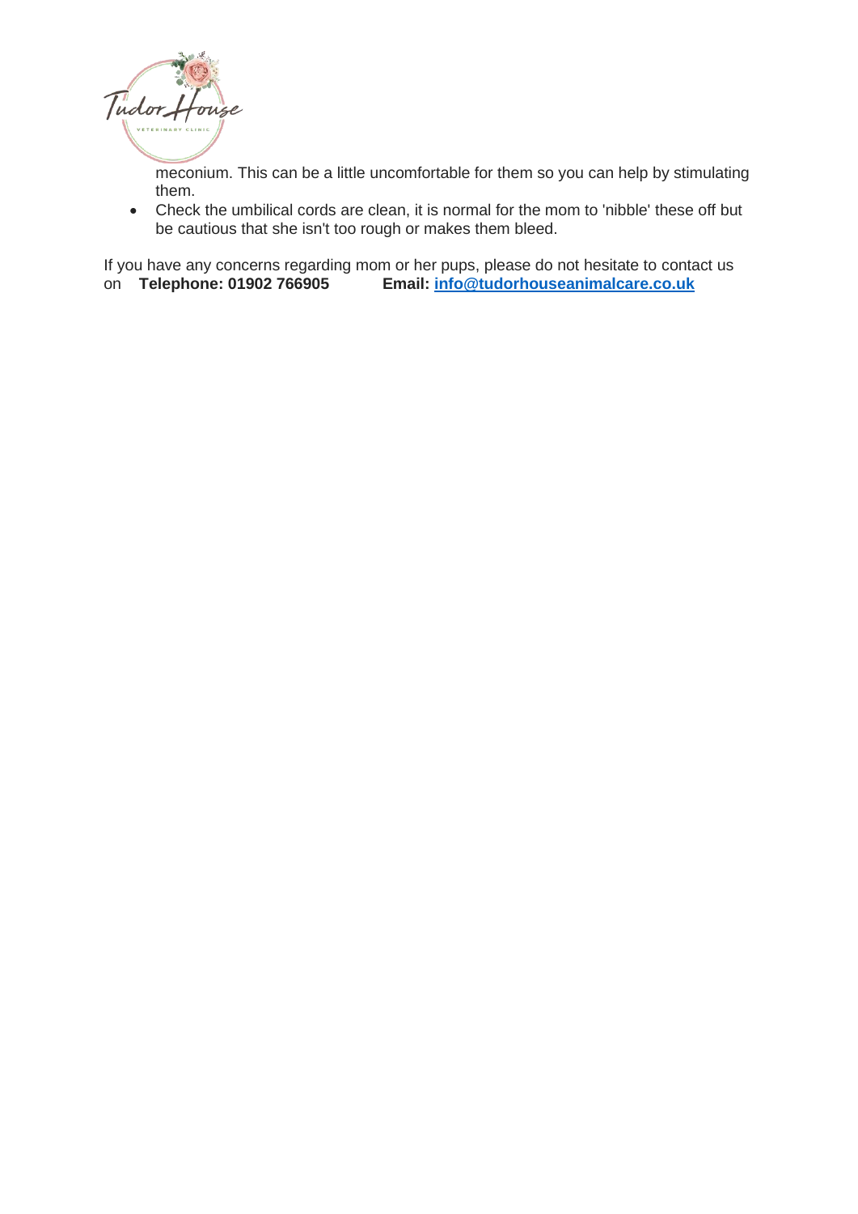meconium. This can be a little uncomfortable for them so you can help by stimulating them.

- Check the umbilical cords are clean, it is normal for the mom to 'nibble' these off but be cautious that she isn't too rough or makes them bleed.

If you have any concerns regarding mom or her pups, please do not hesitate to contact us on **Telephone: 01902 766905** **Email: info@tudorhouseanimalcare.co.uk**